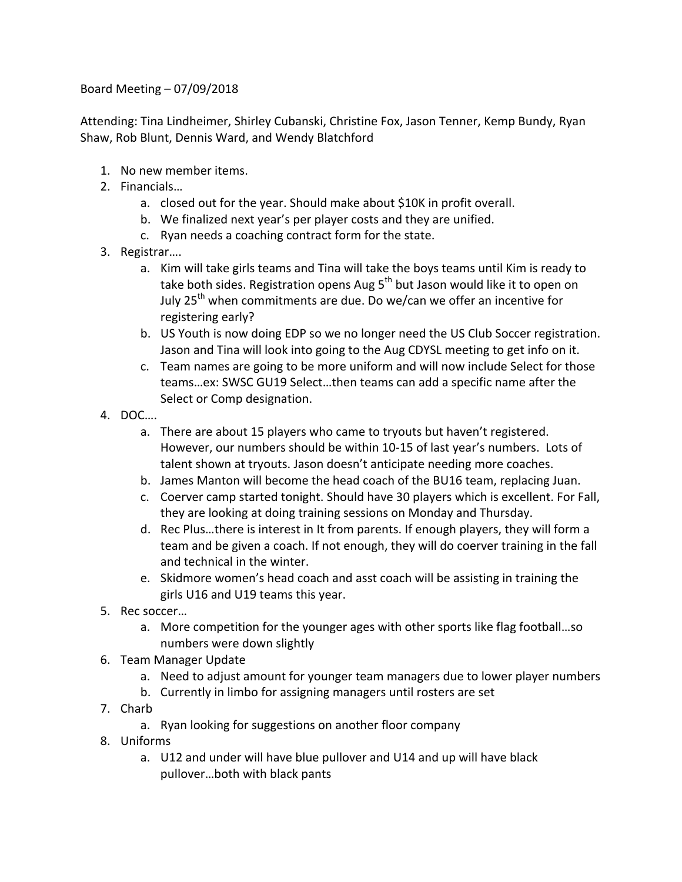Board Meeting – 07/09/2018

Attending: Tina Lindheimer, Shirley Cubanski, Christine Fox, Jason Tenner, Kemp Bundy, Ryan Shaw, Rob Blunt, Dennis Ward, and Wendy Blatchford

1. No new member items.
2. Financials…
   a. closed out for the year. Should make about $10K in profit overall.
   b. We finalized next year's per player costs and they are unified.
   c. Ryan needs a coaching contract form for the state.
3. Registrar….
   a. Kim will take girls teams and Tina will take the boys teams until Kim is ready to take both sides. Registration opens Aug 5th but Jason would like it to open on July 25th when commitments are due. Do we/can we offer an incentive for registering early?
   b. US Youth is now doing EDP so we no longer need the US Club Soccer registration. Jason and Tina will look into going to the Aug CDYSL meeting to get info on it.
   c. Team names are going to be more uniform and will now include Select for those teams…ex: SWSC GU19 Select…then teams can add a specific name after the Select or Comp designation.
4. DOC….
   a. There are about 15 players who came to tryouts but haven't registered. However, our numbers should be within 10-15 of last year's numbers. Lots of talent shown at tryouts. Jason doesn't anticipate needing more coaches.
   b. James Manton will become the head coach of the BU16 team, replacing Juan.
   c. Coerver camp started tonight. Should have 30 players which is excellent. For Fall, they are looking at doing training sessions on Monday and Thursday.
   d. Rec Plus…there is interest in It from parents. If enough players, they will form a team and be given a coach. If not enough, they will do coerver training in the fall and technical in the winter.
   e. Skidmore women's head coach and asst coach will be assisting in training the girls U16 and U19 teams this year.
5. Rec soccer…
   a. More competition for the younger ages with other sports like flag football…so numbers were down slightly
6. Team Manager Update
   a. Need to adjust amount for younger team managers due to lower player numbers
   b. Currently in limbo for assigning managers until rosters are set
7. Charb
   a. Ryan looking for suggestions on another floor company
8. Uniforms
   a. U12 and under will have blue pullover and U14 and up will have black pullover…both with black pants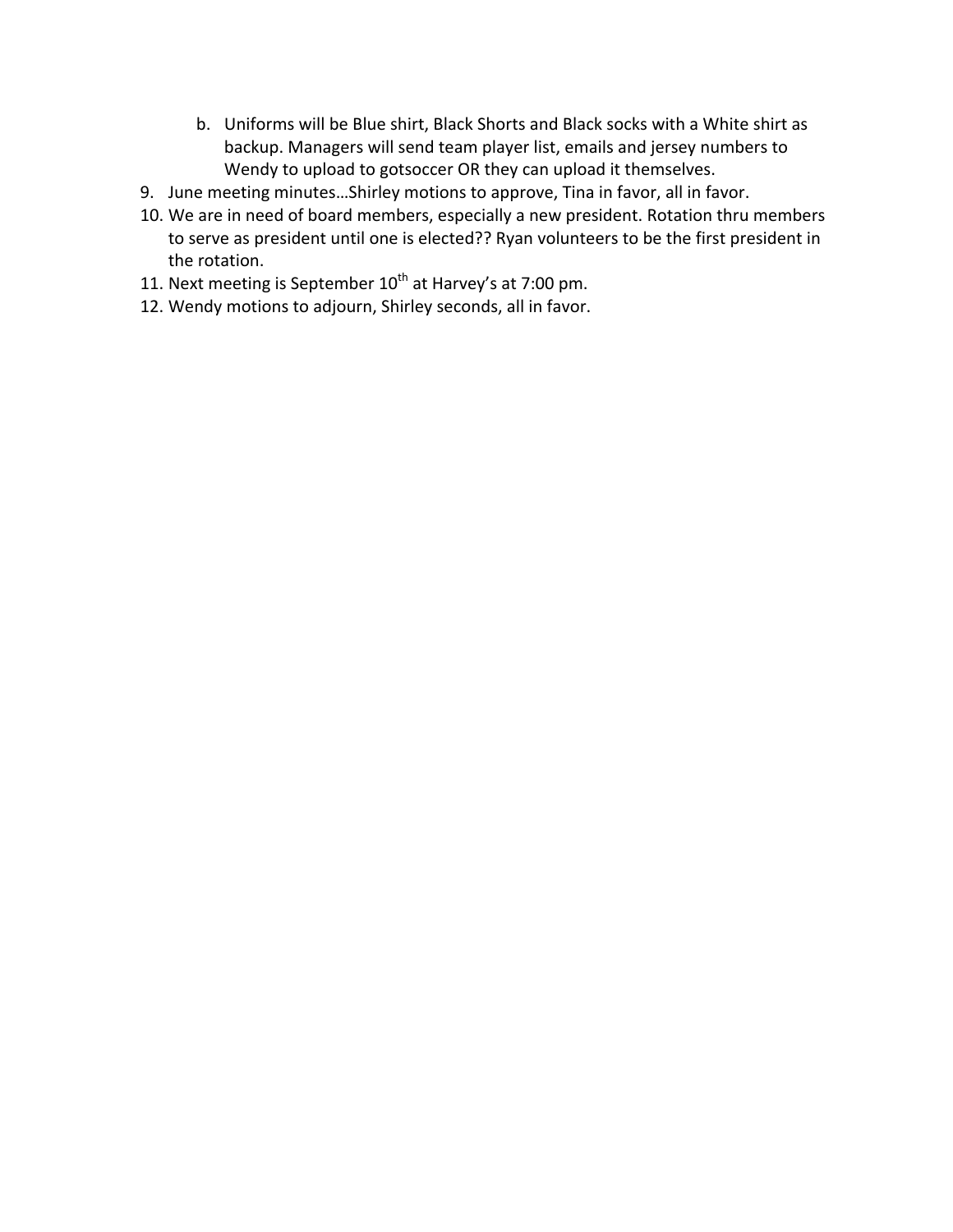b. Uniforms will be Blue shirt, Black Shorts and Black socks with a White shirt as backup. Managers will send team player list, emails and jersey numbers to Wendy to upload to gotsoccer OR they can upload it themselves.

9. June meeting minutes…Shirley motions to approve, Tina in favor, all in favor.
10. We are in need of board members, especially a new president. Rotation thru members to serve as president until one is elected?? Ryan volunteers to be the first president in the rotation.
11. Next meeting is September 10th at Harvey's at 7:00 pm.
12. Wendy motions to adjourn, Shirley seconds, all in favor.